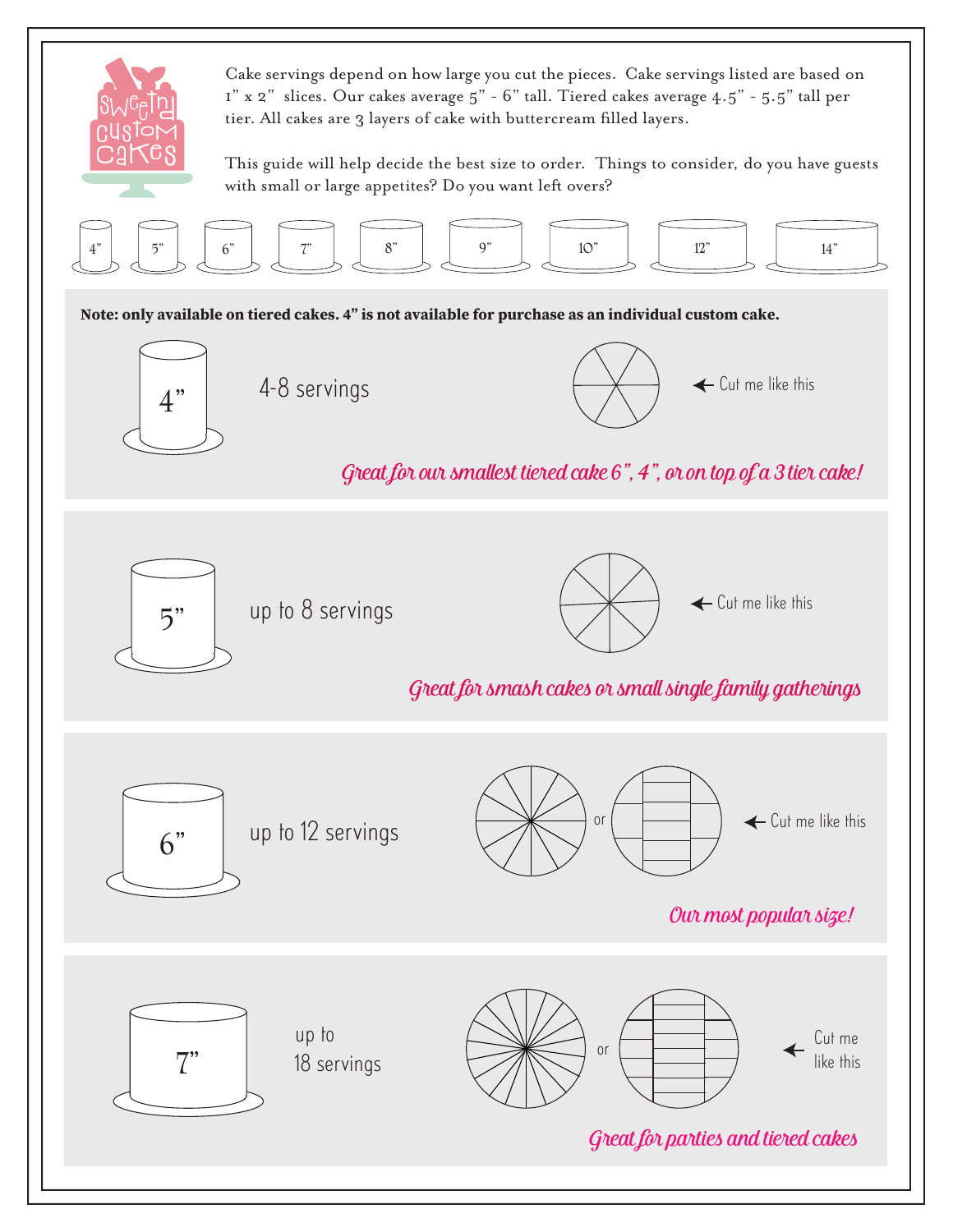Cake servings depend on how large you cut the pieces. Cake servings listed are based on 1" x 2" slices. Our cakes average 5" - 6" tall. Tiered cakes average 4.5" - 5.5" tall per tier. All cakes are 3 layers of cake with buttercream filled layers.

This guide will help decide the best size to order. Things to consider, do you have guests with small or large appetites? Do you want left overs?

4" 5" 6" 7" 8" 9" 10" 12" 14"

**Note: only available on tiered cakes. 4" is not available for purchase as an individual custom cake.**

4" — 4-8 servings — ← Cut me like this

*Great for our smallest tiered cake 6", 4", or on top of a 3 tier cake!*

5" — up to 8 servings — ← Cut me like this

*Great for smash cakes or small single family gatherings*

6" — up to 12 servings — or — ← Cut me like this

*Our most popular size!*

7" — up to 18 servings — or — ← Cut me like this

*Great for parties and tiered cakes*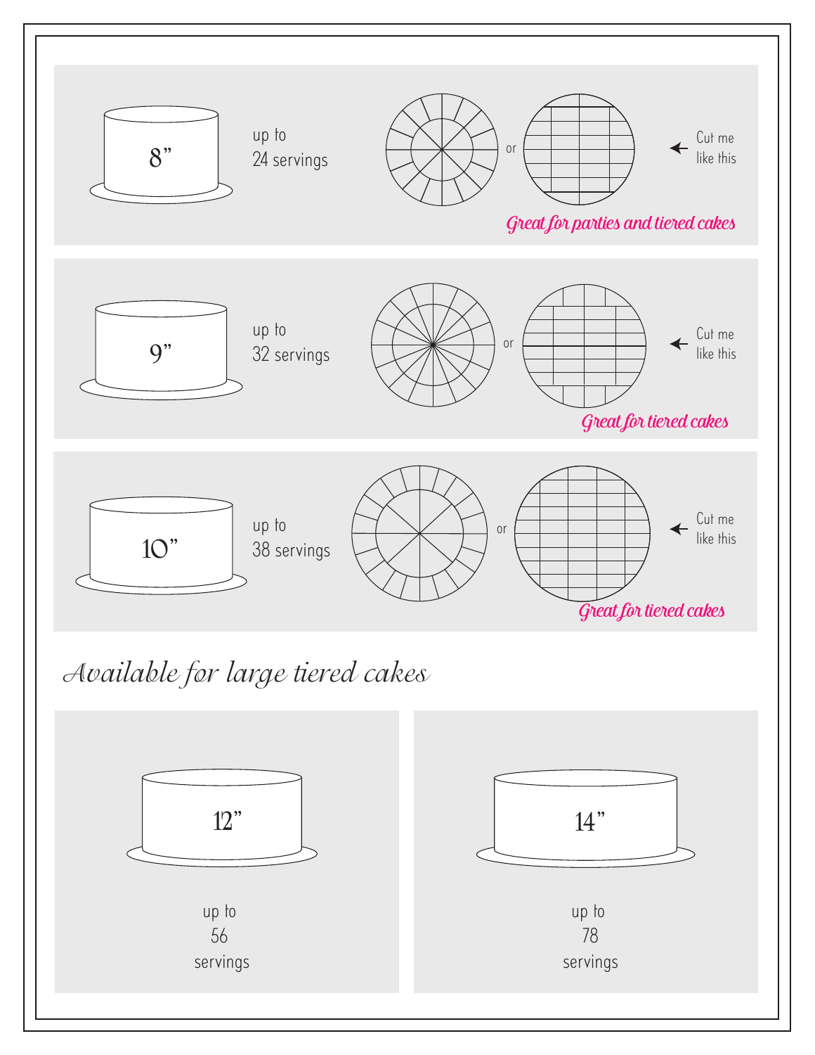8"

up to
24 servings

or

← Cut me like this

*Great for parties and tiered cakes*

9"

up to
32 servings

or

← Cut me like this

*Great for tiered cakes*

10"

up to
38 servings

or

← Cut me like this

*Great for tiered cakes*

## *Available for large tiered cakes*

12"

up to
56
servings

14"

up to
78
servings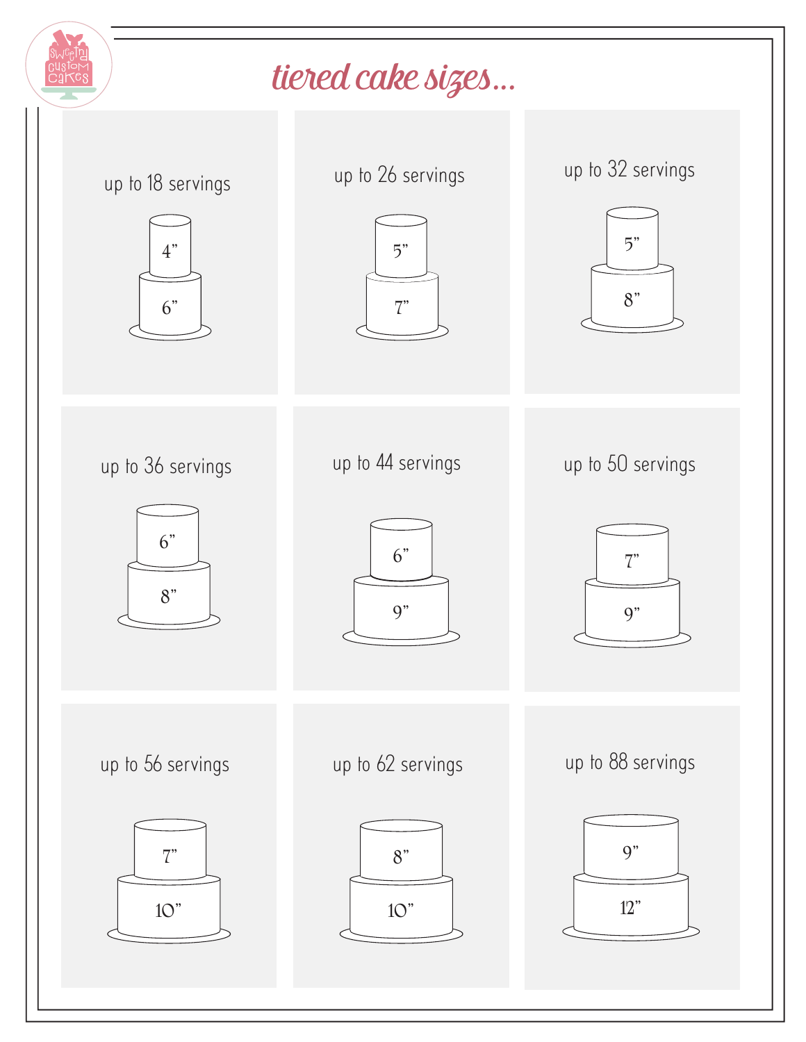# tiered cake sizes...

up to 18 servings

4”
6”

up to 26 servings

5”
7”

up to 32 servings

5”
8”

up to 36 servings

6”
8”

up to 44 servings

6”
9”

up to 50 servings

7”
9”

up to 56 servings

7”
10”

up to 62 servings

8”
10”

up to 88 servings

9”
12”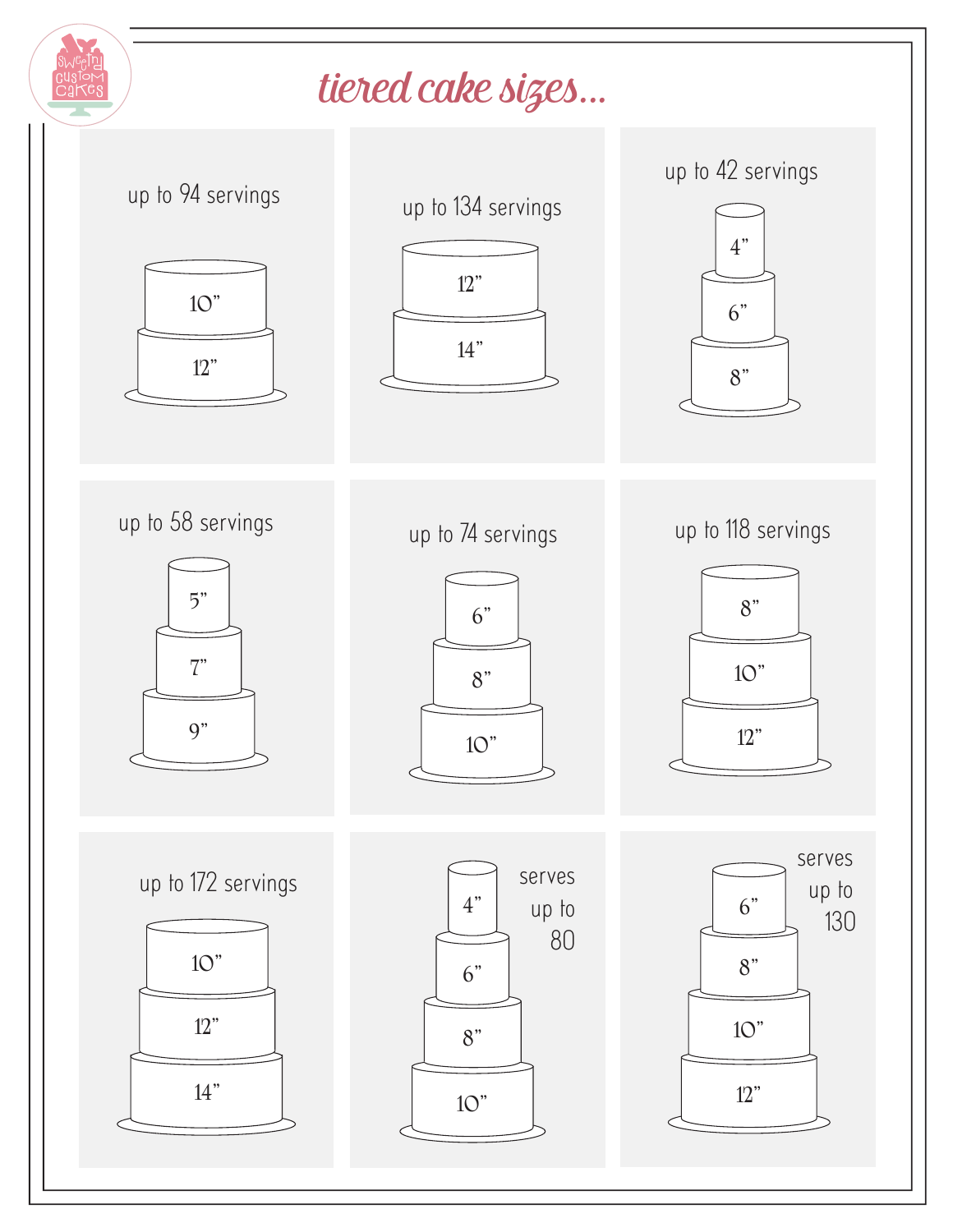# tiered cake sizes...

up to 94 servings

10"
12"

up to 134 servings

12"
14"

up to 42 servings

4"
6"
8"

up to 58 servings

5"
7"
9"

up to 74 servings

6"
8"
10"

up to 118 servings

8"
10"
12"

up to 172 servings

10"
12"
14"

serves up to 80

4"
6"
8"
10"

serves up to 130

6"
8"
10"
12"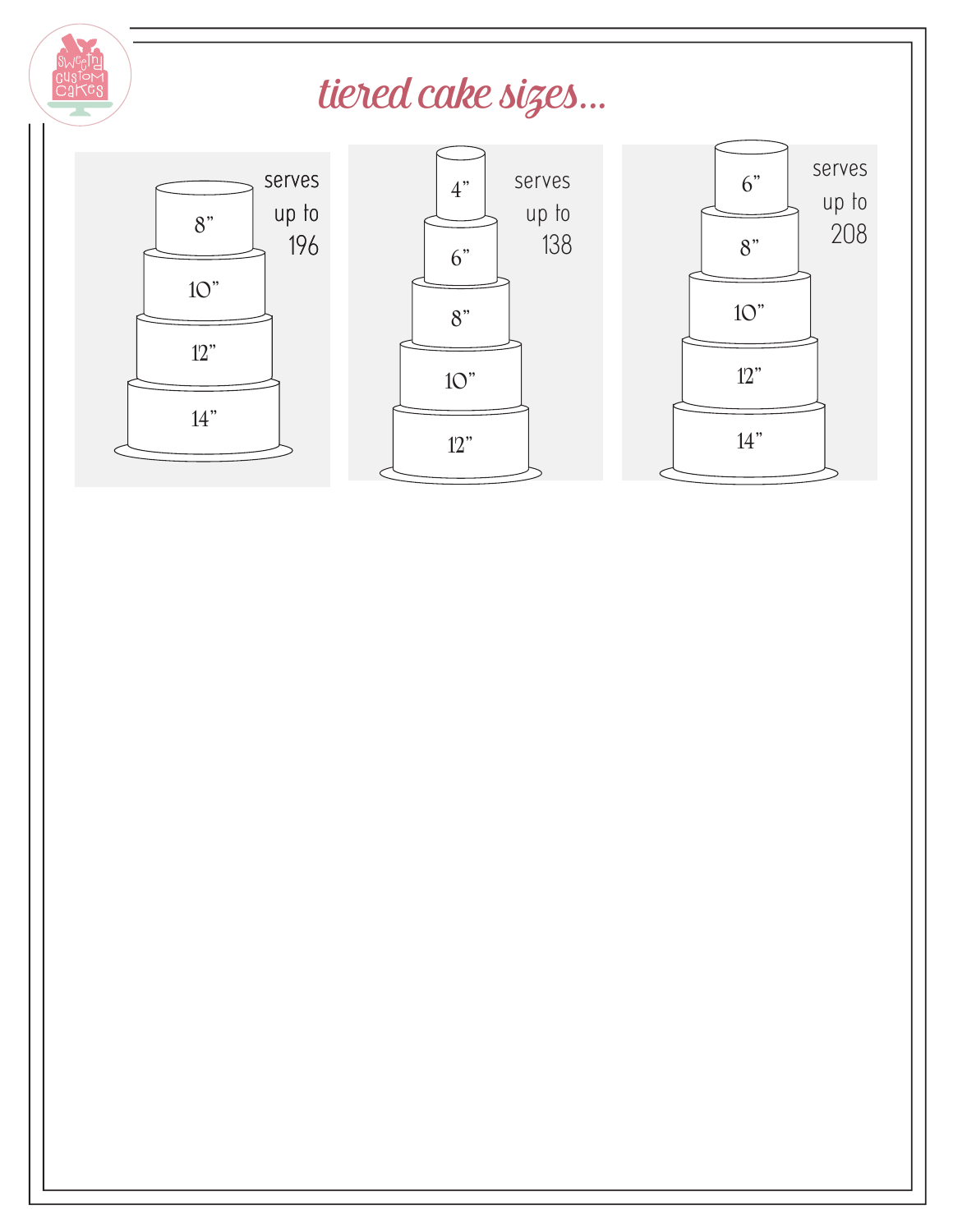# tiered cake sizes...

8"
10"
12"
14"

serves up to 196

4"
6"
8"
10"
12"

serves up to 138

6"
8"
10"
12"
14"

serves up to 208